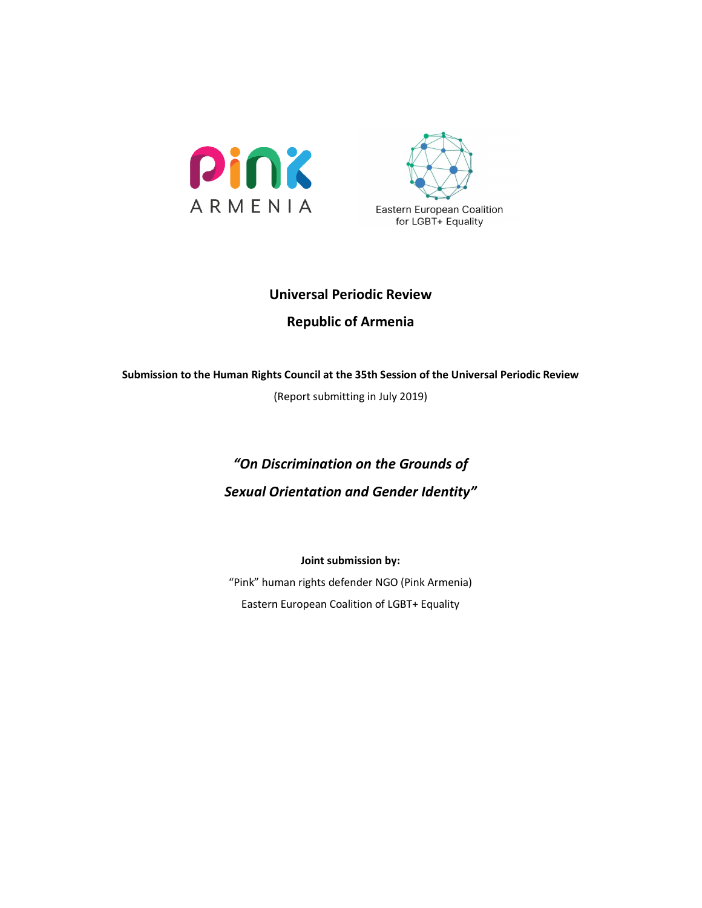Pink ARMENIA

Eastern European Coalition for LGBT+ Equality

# Universal Periodic Review

# Republic of Armenia

**Submission to the Human Rights Council at the 35th Session of the Universal Periodic Review**

(Report submitting in July 2019)

## *"On Discrimination on the Grounds of Sexual Orientation and Gender Identity"*

**Joint submission by:**

"Pink" human rights defender NGO (Pink Armenia)

Eastern European Coalition of LGBT+ Equality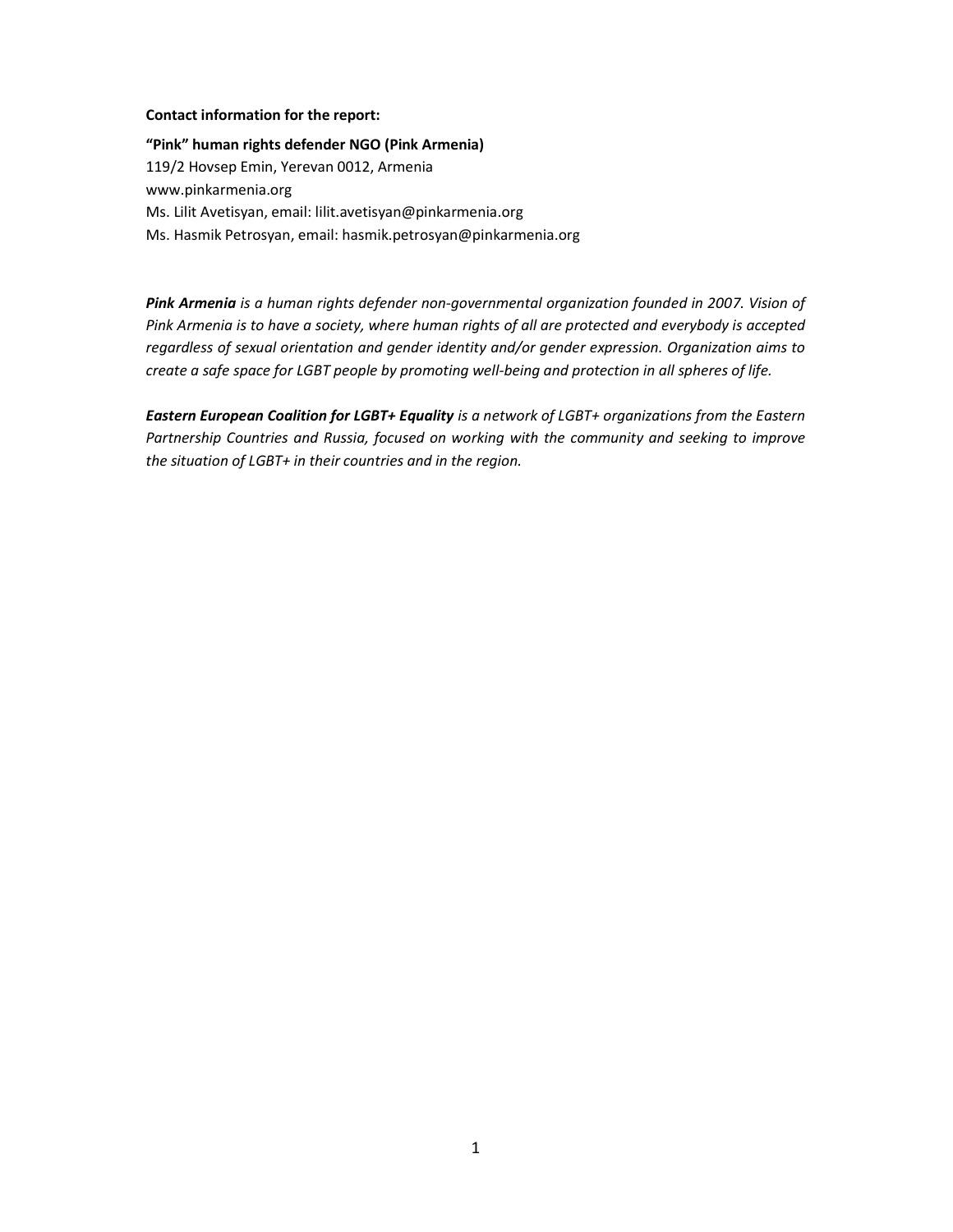**Contact information for the report:**

**“Pink” human rights defender NGO (Pink Armenia)**
119/2 Hovsep Emin, Yerevan 0012, Armenia
www.pinkarmenia.org
Ms. Lilit Avetisyan, email: lilit.avetisyan@pinkarmenia.org
Ms. Hasmik Petrosyan, email: hasmik.petrosyan@pinkarmenia.org

***Pink Armenia*** *is a human rights defender non-governmental organization founded in 2007. Vision of Pink Armenia is to have a society, where human rights of all are protected and everybody is accepted regardless of sexual orientation and gender identity and/or gender expression. Organization aims to create a safe space for LGBT people by promoting well-being and protection in all spheres of life.*

***Eastern European Coalition for LGBT+ Equality*** *is a network of LGBT+ organizations from the Eastern Partnership Countries and Russia, focused on working with the community and seeking to improve the situation of LGBT+ in their countries and in the region.*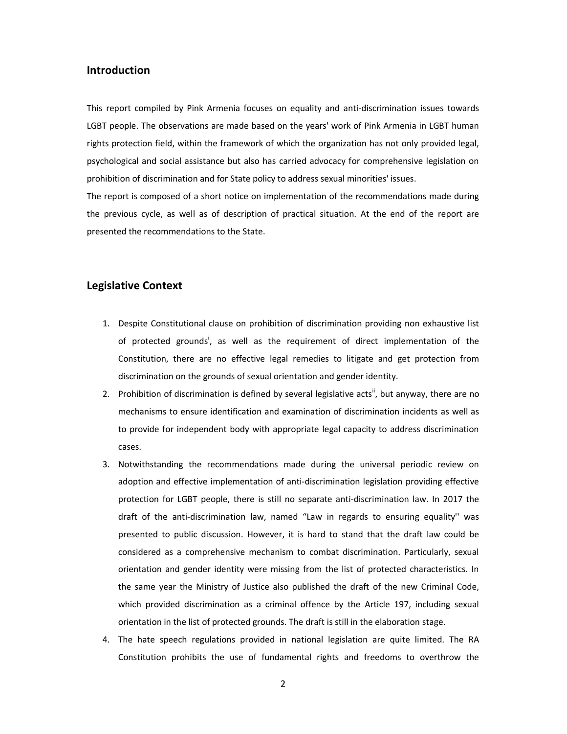## Introduction

This report compiled by Pink Armenia focuses on equality and anti-discrimination issues towards LGBT people. The observations are made based on the years' work of Pink Armenia in LGBT human rights protection field, within the framework of which the organization has not only provided legal, psychological and social assistance but also has carried advocacy for comprehensive legislation on prohibition of discrimination and for State policy to address sexual minorities' issues.

The report is composed of a short notice on implementation of the recommendations made during the previous cycle, as well as of description of practical situation. At the end of the report are presented the recommendations to the State.

## Legislative Context

1. Despite Constitutional clause on prohibition of discrimination providing non exhaustive list of protected grounds[i], as well as the requirement of direct implementation of the Constitution, there are no effective legal remedies to litigate and get protection from discrimination on the grounds of sexual orientation and gender identity.
2. Prohibition of discrimination is defined by several legislative acts[ii], but anyway, there are no mechanisms to ensure identification and examination of discrimination incidents as well as to provide for independent body with appropriate legal capacity to address discrimination cases.
3. Notwithstanding the recommendations made during the universal periodic review on adoption and effective implementation of anti-discrimination legislation providing effective protection for LGBT people, there is still no separate anti-discrimination law. In 2017 the draft of the anti-discrimination law, named "Law in regards to ensuring equality'' was presented to public discussion. However, it is hard to stand that the draft law could be considered as a comprehensive mechanism to combat discrimination. Particularly, sexual orientation and gender identity were missing from the list of protected characteristics. In the same year the Ministry of Justice also published the draft of the new Criminal Code, which provided discrimination as a criminal offence by the Article 197, including sexual orientation in the list of protected grounds. The draft is still in the elaboration stage.
4. The hate speech regulations provided in national legislation are quite limited. The RA Constitution prohibits the use of fundamental rights and freedoms to overthrow the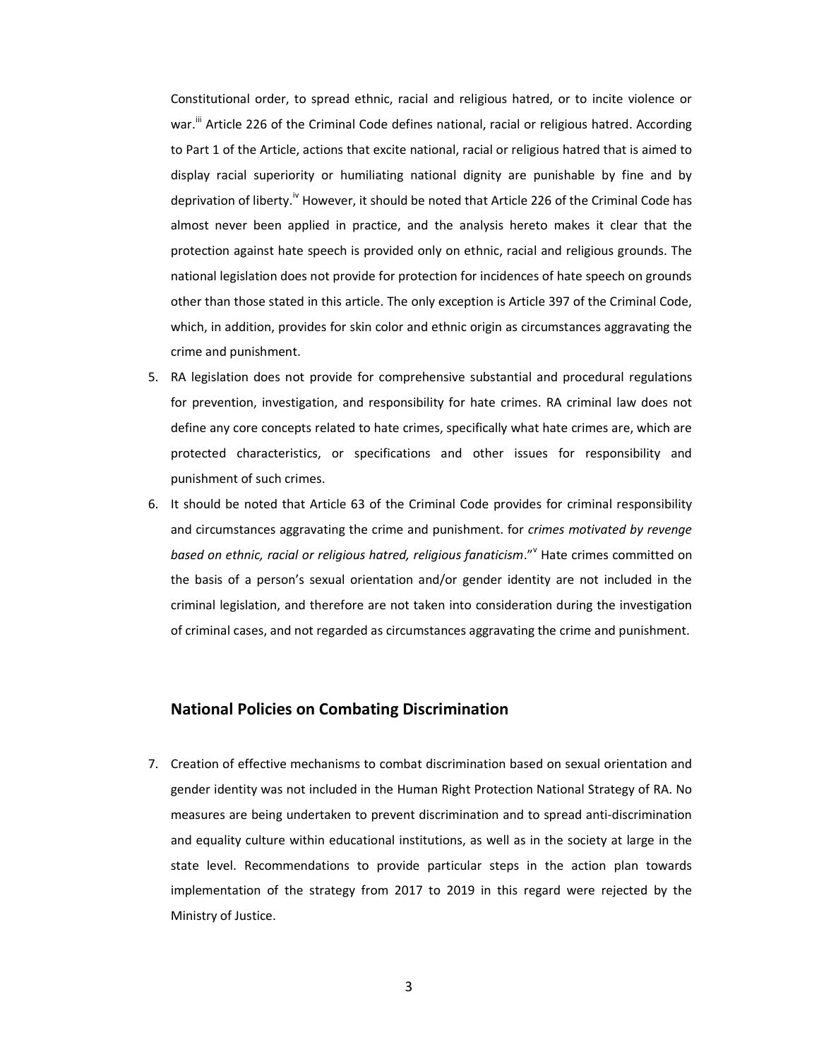Constitutional order, to spread ethnic, racial and religious hatred, or to incite violence or war.[iii] Article 226 of the Criminal Code defines national, racial or religious hatred. According to Part 1 of the Article, actions that excite national, racial or religious hatred that is aimed to display racial superiority or humiliating national dignity are punishable by fine and by deprivation of liberty.[iv] However, it should be noted that Article 226 of the Criminal Code has almost never been applied in practice, and the analysis hereto makes it clear that the protection against hate speech is provided only on ethnic, racial and religious grounds. The national legislation does not provide for protection for incidences of hate speech on grounds other than those stated in this article. The only exception is Article 397 of the Criminal Code, which, in addition, provides for skin color and ethnic origin as circumstances aggravating the crime and punishment.

5. RA legislation does not provide for comprehensive substantial and procedural regulations for prevention, investigation, and responsibility for hate crimes. RA criminal law does not define any core concepts related to hate crimes, specifically what hate crimes are, which are protected characteristics, or specifications and other issues for responsibility and punishment of such crimes.
6. It should be noted that Article 63 of the Criminal Code provides for criminal responsibility and circumstances aggravating the crime and punishment. for *crimes motivated by revenge based on ethnic, racial or religious hatred, religious fanaticism*."[v] Hate crimes committed on the basis of a person's sexual orientation and/or gender identity are not included in the criminal legislation, and therefore are not taken into consideration during the investigation of criminal cases, and not regarded as circumstances aggravating the crime and punishment.

## National Policies on Combating Discrimination

7. Creation of effective mechanisms to combat discrimination based on sexual orientation and gender identity was not included in the Human Right Protection National Strategy of RA. No measures are being undertaken to prevent discrimination and to spread anti-discrimination and equality culture within educational institutions, as well as in the society at large in the state level. Recommendations to provide particular steps in the action plan towards implementation of the strategy from 2017 to 2019 in this regard were rejected by the Ministry of Justice.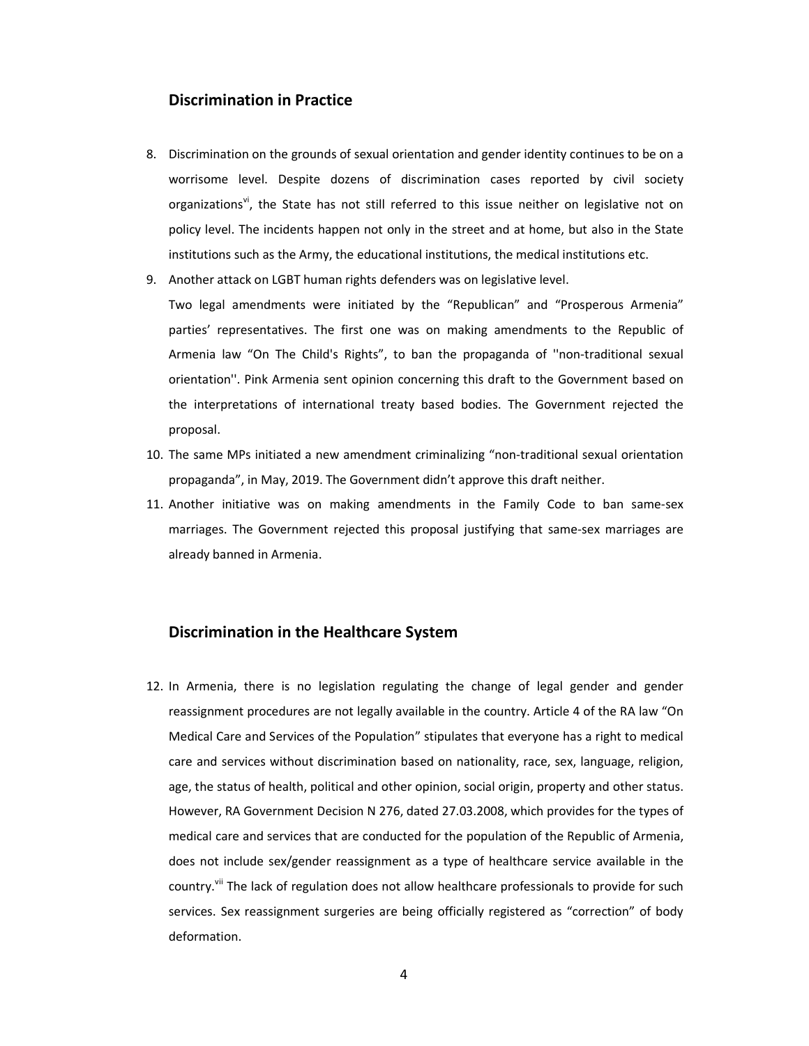## Discrimination in Practice

8. Discrimination on the grounds of sexual orientation and gender identity continues to be on a worrisome level. Despite dozens of discrimination cases reported by civil society organizations[vi], the State has not still referred to this issue neither on legislative not on policy level. The incidents happen not only in the street and at home, but also in the State institutions such as the Army, the educational institutions, the medical institutions etc.
9. Another attack on LGBT human rights defenders was on legislative level.
   Two legal amendments were initiated by the "Republican" and "Prosperous Armenia" parties' representatives. The first one was on making amendments to the Republic of Armenia law "On The Child's Rights", to ban the propaganda of ''non-traditional sexual orientation''. Pink Armenia sent opinion concerning this draft to the Government based on the interpretations of international treaty based bodies. The Government rejected the proposal.
10. The same MPs initiated a new amendment criminalizing "non-traditional sexual orientation propaganda", in May, 2019. The Government didn't approve this draft neither.
11. Another initiative was on making amendments in the Family Code to ban same-sex marriages. The Government rejected this proposal justifying that same-sex marriages are already banned in Armenia.

## Discrimination in the Healthcare System

12. In Armenia, there is no legislation regulating the change of legal gender and gender reassignment procedures are not legally available in the country. Article 4 of the RA law "On Medical Care and Services of the Population" stipulates that everyone has a right to medical care and services without discrimination based on nationality, race, sex, language, religion, age, the status of health, political and other opinion, social origin, property and other status. However, RA Government Decision N 276, dated 27.03.2008, which provides for the types of medical care and services that are conducted for the population of the Republic of Armenia, does not include sex/gender reassignment as a type of healthcare service available in the country.[vii] The lack of regulation does not allow healthcare professionals to provide for such services. Sex reassignment surgeries are being officially registered as "correction" of body deformation.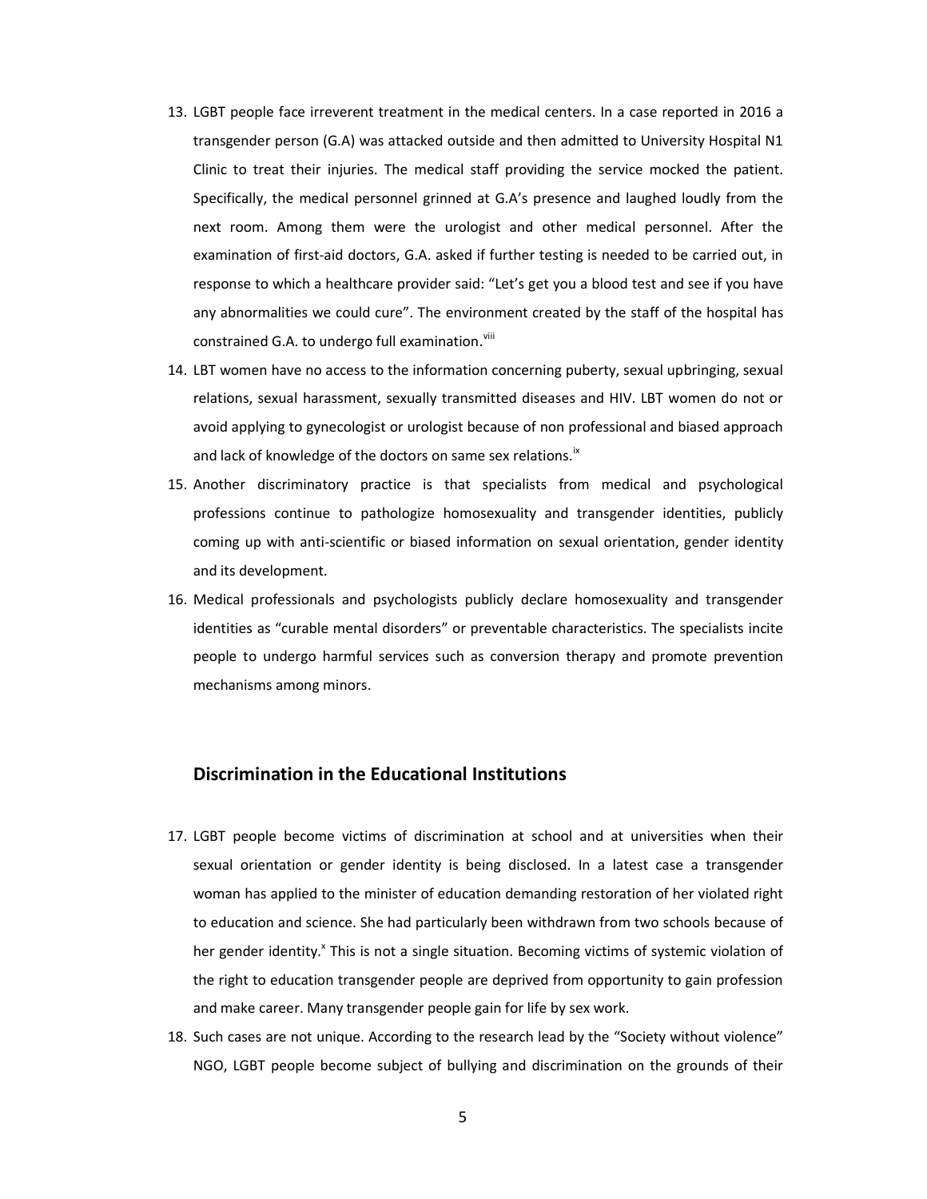13. LGBT people face irreverent treatment in the medical centers. In a case reported in 2016 a transgender person (G.A) was attacked outside and then admitted to University Hospital N1 Clinic to treat their injuries. The medical staff providing the service mocked the patient. Specifically, the medical personnel grinned at G.A's presence and laughed loudly from the next room. Among them were the urologist and other medical personnel. After the examination of first-aid doctors, G.A. asked if further testing is needed to be carried out, in response to which a healthcare provider said: "Let's get you a blood test and see if you have any abnormalities we could cure". The environment created by the staff of the hospital has constrained G.A. to undergo full examination.[viii]
14. LBT women have no access to the information concerning puberty, sexual upbringing, sexual relations, sexual harassment, sexually transmitted diseases and HIV. LBT women do not or avoid applying to gynecologist or urologist because of non professional and biased approach and lack of knowledge of the doctors on same sex relations.[ix]
15. Another discriminatory practice is that specialists from medical and psychological professions continue to pathologize homosexuality and transgender identities, publicly coming up with anti-scientific or biased information on sexual orientation, gender identity and its development.
16. Medical professionals and psychologists publicly declare homosexuality and transgender identities as "curable mental disorders" or preventable characteristics. The specialists incite people to undergo harmful services such as conversion therapy and promote prevention mechanisms among minors.

## Discrimination in the Educational Institutions

17. LGBT people become victims of discrimination at school and at universities when their sexual orientation or gender identity is being disclosed. In a latest case a transgender woman has applied to the minister of education demanding restoration of her violated right to education and science. She had particularly been withdrawn from two schools because of her gender identity.[x] This is not a single situation. Becoming victims of systemic violation of the right to education transgender people are deprived from opportunity to gain profession and make career. Many transgender people gain for life by sex work.
18. Such cases are not unique. According to the research lead by the "Society without violence" NGO, LGBT people become subject of bullying and discrimination on the grounds of their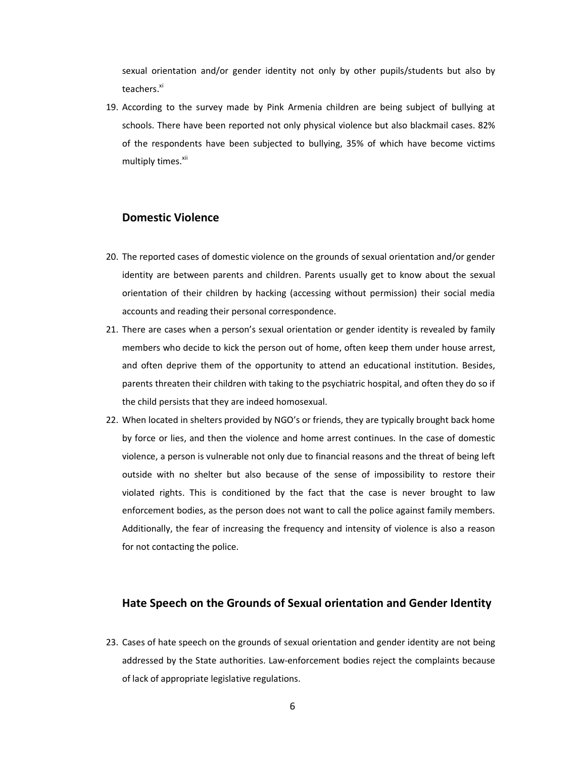sexual orientation and/or gender identity not only by other pupils/students but also by teachers.[xi]

19. According to the survey made by Pink Armenia children are being subject of bullying at schools. There have been reported not only physical violence but also blackmail cases. 82% of the respondents have been subjected to bullying, 35% of which have become victims multiply times.[xii]

## Domestic Violence

20. The reported cases of domestic violence on the grounds of sexual orientation and/or gender identity are between parents and children. Parents usually get to know about the sexual orientation of their children by hacking (accessing without permission) their social media accounts and reading their personal correspondence.
21. There are cases when a person's sexual orientation or gender identity is revealed by family members who decide to kick the person out of home, often keep them under house arrest, and often deprive them of the opportunity to attend an educational institution. Besides, parents threaten their children with taking to the psychiatric hospital, and often they do so if the child persists that they are indeed homosexual.
22. When located in shelters provided by NGO's or friends, they are typically brought back home by force or lies, and then the violence and home arrest continues. In the case of domestic violence, a person is vulnerable not only due to financial reasons and the threat of being left outside with no shelter but also because of the sense of impossibility to restore their violated rights. This is conditioned by the fact that the case is never brought to law enforcement bodies, as the person does not want to call the police against family members. Additionally, the fear of increasing the frequency and intensity of violence is also a reason for not contacting the police.

## Hate Speech on the Grounds of Sexual orientation and Gender Identity

23. Cases of hate speech on the grounds of sexual orientation and gender identity are not being addressed by the State authorities. Law-enforcement bodies reject the complaints because of lack of appropriate legislative regulations.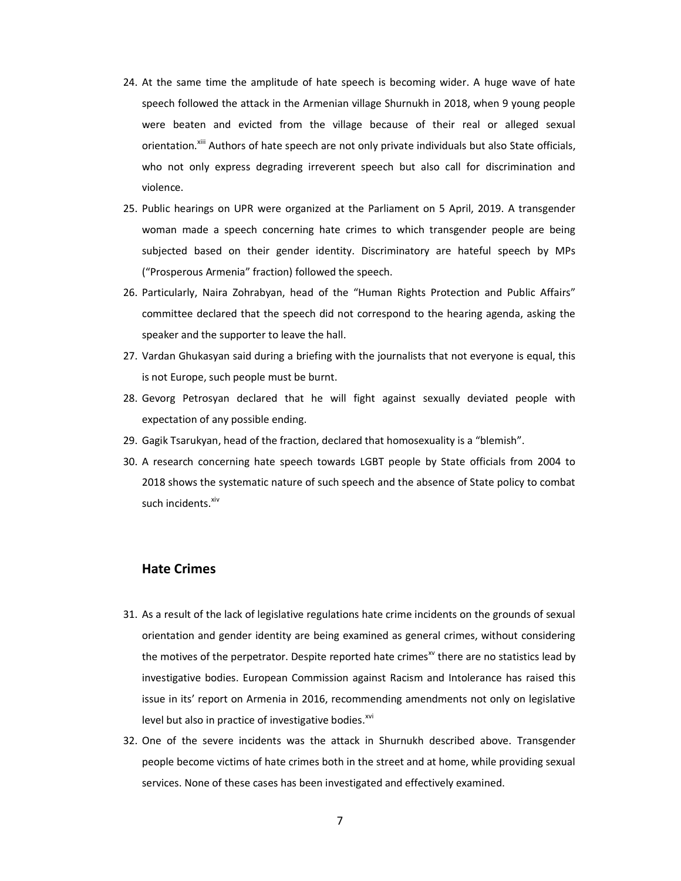24. At the same time the amplitude of hate speech is becoming wider. A huge wave of hate speech followed the attack in the Armenian village Shurnukh in 2018, when 9 young people were beaten and evicted from the village because of their real or alleged sexual orientation.[xiii] Authors of hate speech are not only private individuals but also State officials, who not only express degrading irreverent speech but also call for discrimination and violence.
25. Public hearings on UPR were organized at the Parliament on 5 April, 2019. A transgender woman made a speech concerning hate crimes to which transgender people are being subjected based on their gender identity. Discriminatory are hateful speech by MPs ("Prosperous Armenia" fraction) followed the speech.
26. Particularly, Naira Zohrabyan, head of the "Human Rights Protection and Public Affairs" committee declared that the speech did not correspond to the hearing agenda, asking the speaker and the supporter to leave the hall.
27. Vardan Ghukasyan said during a briefing with the journalists that not everyone is equal, this is not Europe, such people must be burnt.
28. Gevorg Petrosyan declared that he will fight against sexually deviated people with expectation of any possible ending.
29. Gagik Tsarukyan, head of the fraction, declared that homosexuality is a "blemish".
30. A research concerning hate speech towards LGBT people by State officials from 2004 to 2018 shows the systematic nature of such speech and the absence of State policy to combat such incidents.[xiv]

## Hate Crimes

31. As a result of the lack of legislative regulations hate crime incidents on the grounds of sexual orientation and gender identity are being examined as general crimes, without considering the motives of the perpetrator. Despite reported hate crimes[xv] there are no statistics lead by investigative bodies. European Commission against Racism and Intolerance has raised this issue in its' report on Armenia in 2016, recommending amendments not only on legislative level but also in practice of investigative bodies.[xvi]
32. One of the severe incidents was the attack in Shurnukh described above. Transgender people become victims of hate crimes both in the street and at home, while providing sexual services. None of these cases has been investigated and effectively examined.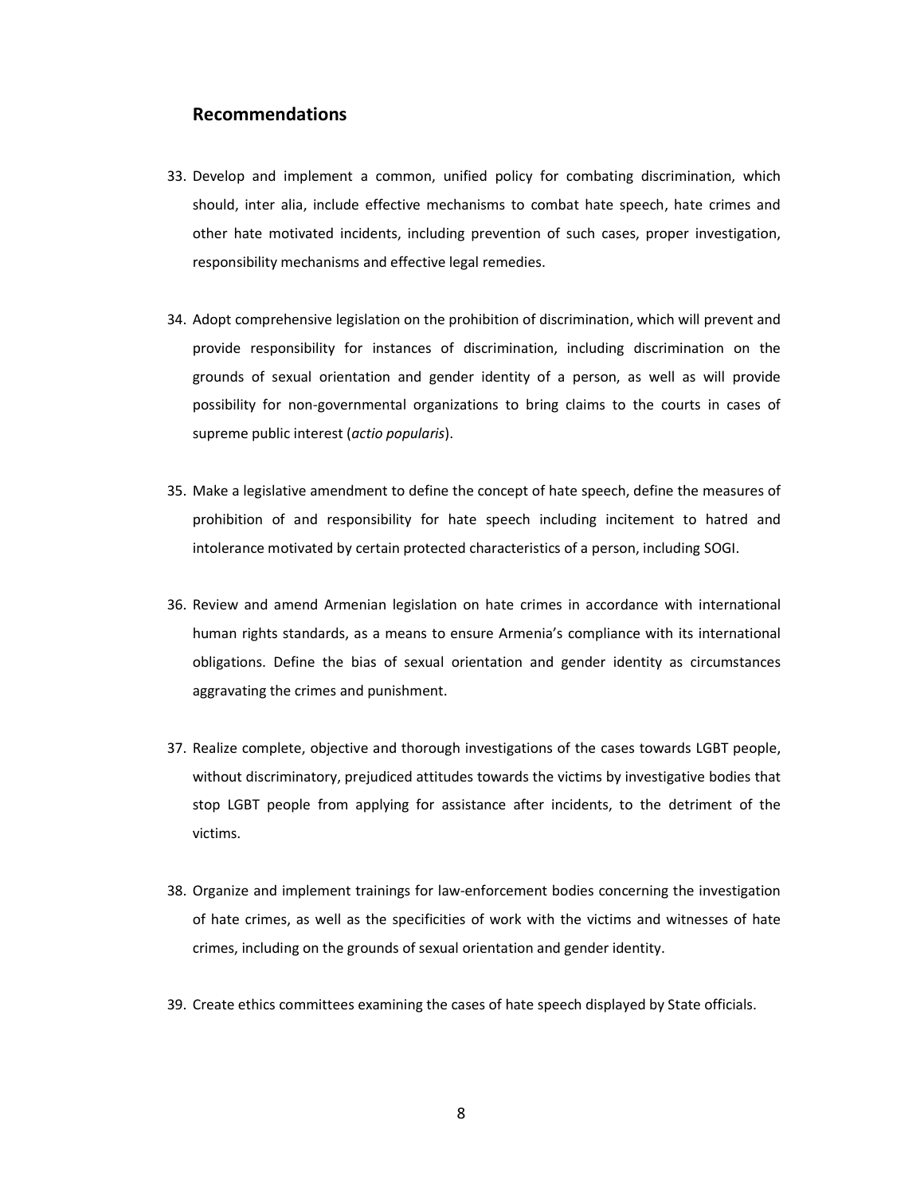## Recommendations

33. Develop and implement a common, unified policy for combating discrimination, which should, inter alia, include effective mechanisms to combat hate speech, hate crimes and other hate motivated incidents, including prevention of such cases, proper investigation, responsibility mechanisms and effective legal remedies.

34. Adopt comprehensive legislation on the prohibition of discrimination, which will prevent and provide responsibility for instances of discrimination, including discrimination on the grounds of sexual orientation and gender identity of a person, as well as will provide possibility for non-governmental organizations to bring claims to the courts in cases of supreme public interest (*actio popularis*).

35. Make a legislative amendment to define the concept of hate speech, define the measures of prohibition of and responsibility for hate speech including incitement to hatred and intolerance motivated by certain protected characteristics of a person, including SOGI.

36. Review and amend Armenian legislation on hate crimes in accordance with international human rights standards, as a means to ensure Armenia's compliance with its international obligations. Define the bias of sexual orientation and gender identity as circumstances aggravating the crimes and punishment.

37. Realize complete, objective and thorough investigations of the cases towards LGBT people, without discriminatory, prejudiced attitudes towards the victims by investigative bodies that stop LGBT people from applying for assistance after incidents, to the detriment of the victims.

38. Organize and implement trainings for law-enforcement bodies concerning the investigation of hate crimes, as well as the specificities of work with the victims and witnesses of hate crimes, including on the grounds of sexual orientation and gender identity.

39. Create ethics committees examining the cases of hate speech displayed by State officials.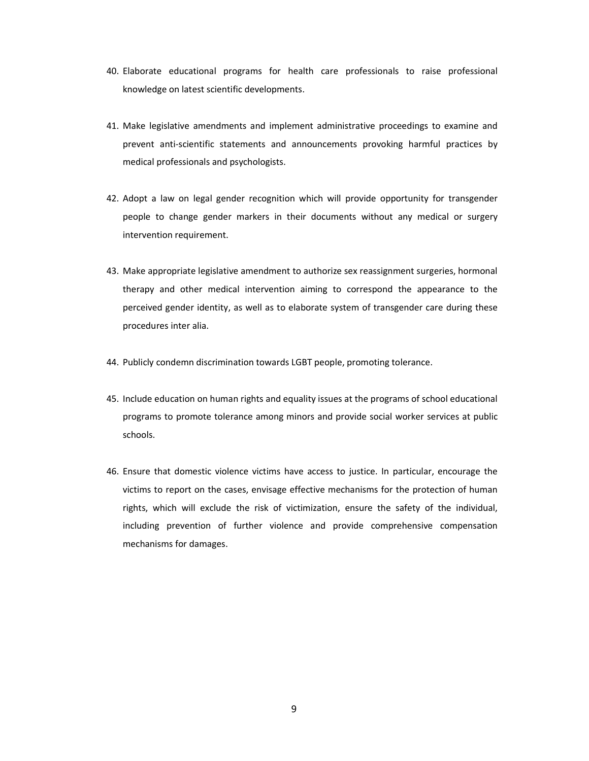40. Elaborate educational programs for health care professionals to raise professional knowledge on latest scientific developments.

41. Make legislative amendments and implement administrative proceedings to examine and prevent anti-scientific statements and announcements provoking harmful practices by medical professionals and psychologists.

42. Adopt a law on legal gender recognition which will provide opportunity for transgender people to change gender markers in their documents without any medical or surgery intervention requirement.

43. Make appropriate legislative amendment to authorize sex reassignment surgeries, hormonal therapy and other medical intervention aiming to correspond the appearance to the perceived gender identity, as well as to elaborate system of transgender care during these procedures inter alia.

44. Publicly condemn discrimination towards LGBT people, promoting tolerance.

45. Include education on human rights and equality issues at the programs of school educational programs to promote tolerance among minors and provide social worker services at public schools.

46. Ensure that domestic violence victims have access to justice. In particular, encourage the victims to report on the cases, envisage effective mechanisms for the protection of human rights, which will exclude the risk of victimization, ensure the safety of the individual, including prevention of further violence and provide comprehensive compensation mechanisms for damages.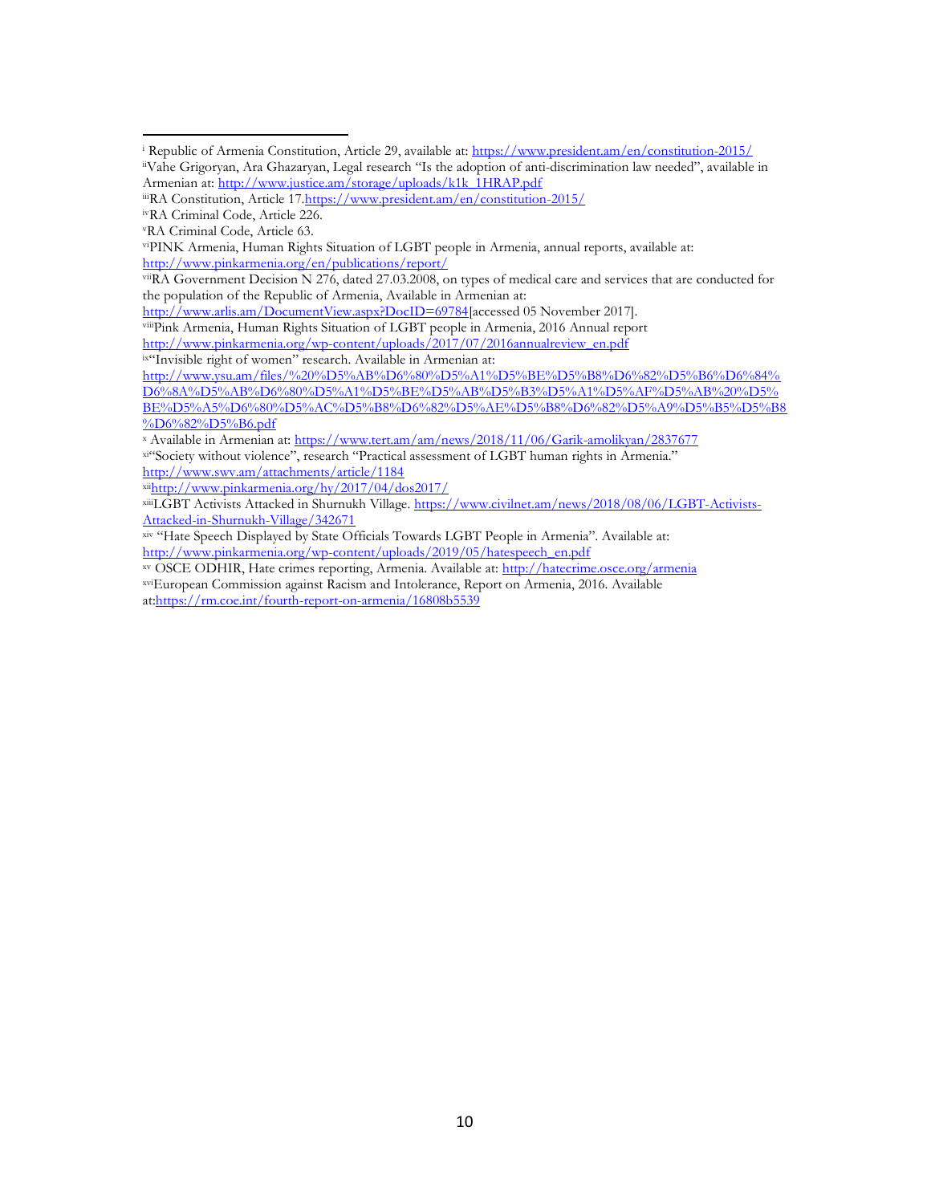[i] Republic of Armenia Constitution, Article 29, available at: https://www.president.am/en/constitution-2015/

[ii]Vahe Grigoryan, Ara Ghazaryan, Legal research "Is the adoption of anti-discrimination law needed", available in Armenian at: http://www.justice.am/storage/uploads/k1k_1HRAP.pdf

[iii]RA Constitution, Article 17.https://www.president.am/en/constitution-2015/

[iv]RA Criminal Code, Article 226.

[v]RA Criminal Code, Article 63.

[vi]PINK Armenia, Human Rights Situation of LGBT people in Armenia, annual reports, available at: http://www.pinkarmenia.org/en/publications/report/

[vii]RA Government Decision N 276, dated 27.03.2008, on types of medical care and services that are conducted for the population of the Republic of Armenia, Available in Armenian at: http://www.arlis.am/DocumentView.aspx?DocID=69784[accessed 05 November 2017].

[viii]Pink Armenia, Human Rights Situation of LGBT people in Armenia, 2016 Annual report http://www.pinkarmenia.org/wp-content/uploads/2017/07/2016annualreview_en.pdf

[ix]"Invisible right of women" research. Available in Armenian at: http://www.ysu.am/files/%20%D5%AB%D6%80%D5%A1%D5%BE%D5%B8%D6%82%D5%B6%D6%84%D6%8A%D5%AB%D6%80%D5%A1%D5%BE%D5%AB%D5%B3%D5%A1%D5%AF%D5%AB%20%D5%BE%D5%A5%D6%80%D5%AC%D5%B8%D6%82%D5%AE%D5%B8%D6%82%D5%A9%D5%B5%D5%B8%D6%82%D5%B6.pdf

[x] Available in Armenian at: https://www.tert.am/am/news/2018/11/06/Garik-amolikyan/2837677

[xi]"Society without violence", research "Practical assessment of LGBT human rights in Armenia." http://www.swv.am/attachments/article/1184

[xii]http://www.pinkarmenia.org/hy/2017/04/dos2017/

[xiii]LGBT Activists Attacked in Shurnukh Village. https://www.civilnet.am/news/2018/08/06/LGBT-Activists-Attacked-in-Shurnukh-Village/342671

[xiv] "Hate Speech Displayed by State Officials Towards LGBT People in Armenia". Available at: http://www.pinkarmenia.org/wp-content/uploads/2019/05/hatespeech_en.pdf

[xv] OSCE ODHIR, Hate crimes reporting, Armenia. Available at: http://hatecrime.osce.org/armenia

[xvi]European Commission against Racism and Intolerance, Report on Armenia, 2016. Available at:https://rm.coe.int/fourth-report-on-armenia/16808b5539